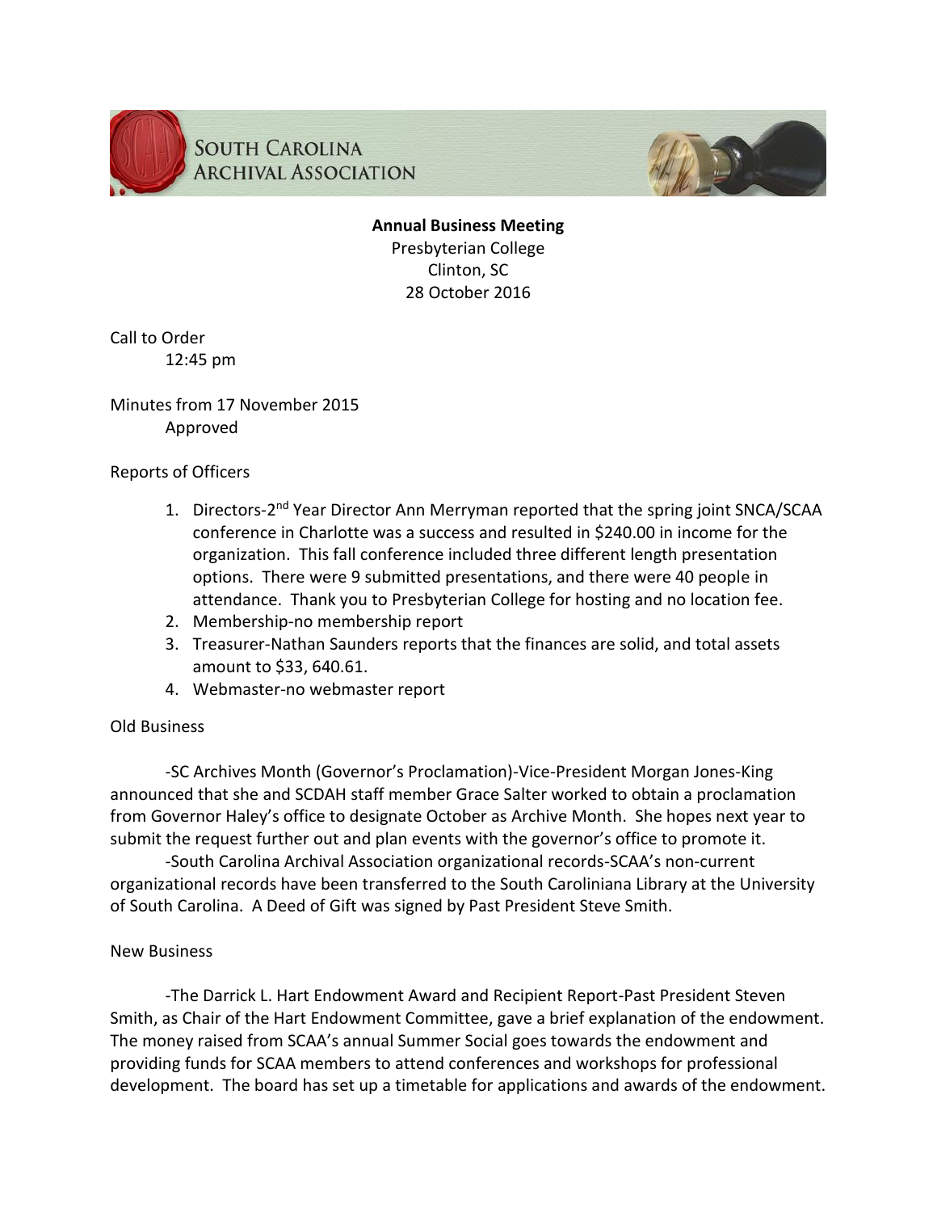South Carolina Archival Association

**Annual Business Meeting**
Presbyterian College
Clinton, SC
28 October 2016

Call to Order
12:45 pm

Minutes from 17 November 2015
Approved

Reports of Officers

1. Directors-2nd Year Director Ann Merryman reported that the spring joint SNCA/SCAA conference in Charlotte was a success and resulted in $240.00 in income for the organization. This fall conference included three different length presentation options. There were 9 submitted presentations, and there were 40 people in attendance. Thank you to Presbyterian College for hosting and no location fee.
2. Membership-no membership report
3. Treasurer-Nathan Saunders reports that the finances are solid, and total assets amount to $33, 640.61.
4. Webmaster-no webmaster report

Old Business

-SC Archives Month (Governor's Proclamation)-Vice-President Morgan Jones-King announced that she and SCDAH staff member Grace Salter worked to obtain a proclamation from Governor Haley's office to designate October as Archive Month. She hopes next year to submit the request further out and plan events with the governor's office to promote it.

-South Carolina Archival Association organizational records-SCAA's non-current organizational records have been transferred to the South Caroliniana Library at the University of South Carolina. A Deed of Gift was signed by Past President Steve Smith.

New Business

-The Darrick L. Hart Endowment Award and Recipient Report-Past President Steven Smith, as Chair of the Hart Endowment Committee, gave a brief explanation of the endowment. The money raised from SCAA's annual Summer Social goes towards the endowment and providing funds for SCAA members to attend conferences and workshops for professional development. The board has set up a timetable for applications and awards of the endowment.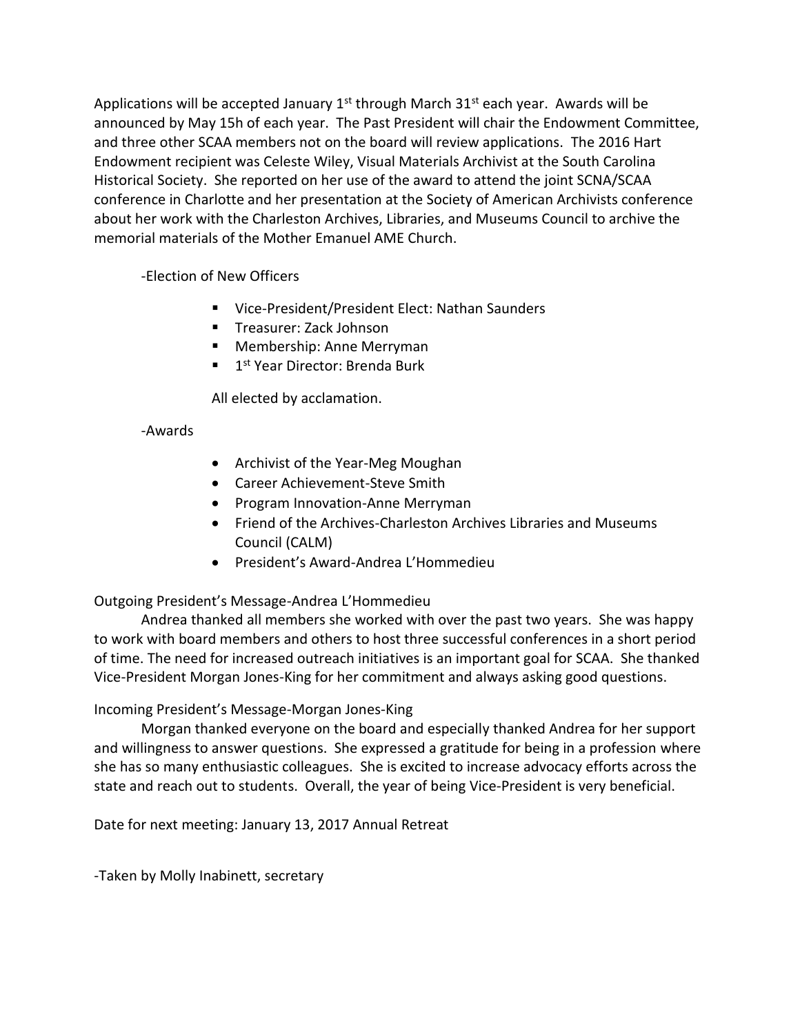Applications will be accepted January 1st through March 31st each year. Awards will be announced by May 15h of each year. The Past President will chair the Endowment Committee, and three other SCAA members not on the board will review applications. The 2016 Hart Endowment recipient was Celeste Wiley, Visual Materials Archivist at the South Carolina Historical Society. She reported on her use of the award to attend the joint SCNA/SCAA conference in Charlotte and her presentation at the Society of American Archivists conference about her work with the Charleston Archives, Libraries, and Museums Council to archive the memorial materials of the Mother Emanuel AME Church.

-Election of New Officers

- Vice-President/President Elect: Nathan Saunders
- Treasurer: Zack Johnson
- Membership: Anne Merryman
- 1st Year Director: Brenda Burk

All elected by acclamation.

-Awards

- Archivist of the Year-Meg Moughan
- Career Achievement-Steve Smith
- Program Innovation-Anne Merryman
- Friend of the Archives-Charleston Archives Libraries and Museums Council (CALM)
- President's Award-Andrea L'Hommedieu

Outgoing President's Message-Andrea L'Hommedieu

Andrea thanked all members she worked with over the past two years. She was happy to work with board members and others to host three successful conferences in a short period of time. The need for increased outreach initiatives is an important goal for SCAA. She thanked Vice-President Morgan Jones-King for her commitment and always asking good questions.

Incoming President's Message-Morgan Jones-King

Morgan thanked everyone on the board and especially thanked Andrea for her support and willingness to answer questions. She expressed a gratitude for being in a profession where she has so many enthusiastic colleagues. She is excited to increase advocacy efforts across the state and reach out to students. Overall, the year of being Vice-President is very beneficial.

Date for next meeting: January 13, 2017 Annual Retreat

-Taken by Molly Inabinett, secretary